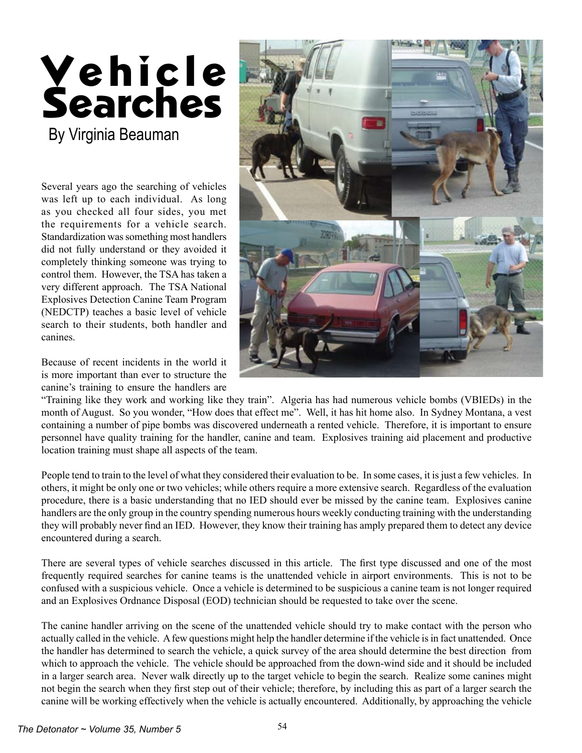# Vehicle Searches

By Virginia Beauman

Several years ago the searching of vehicles was left up to each individual. As long as you checked all four sides, you met the requirements for a vehicle search. Standardization was something most handlers did not fully understand or they avoided it completely thinking someone was trying to control them. However, the TSA has taken a very different approach. The TSA National Explosives Detection Canine Team Program (NEDCTP) teaches a basic level of vehicle search to their students, both handler and canines.

Because of recent incidents in the world it is more important than ever to structure the canine's training to ensure the handlers are "Training like they work and working like they train". Algeria has had numerous vehicle bombs (VBIEDs) in the month of August. So you wonder, "How does that effect me". Well, it has hit home also. In Sydney Montana, a vest containing a number of pipe bombs was discovered underneath a rented vehicle. Therefore, it is important to ensure personnel have quality training for the handler, canine and team. Explosives training aid placement and productive location training must shape all aspects of the team.

People tend to train to the level of what they considered their evaluation to be. In some cases, it is just a few vehicles. In others, it might be only one or two vehicles; while others require a more extensive search. Regardless of the evaluation procedure, there is a basic understanding that no IED should ever be missed by the canine team. Explosives canine handlers are the only group in the country spending numerous hours weekly conducting training with the understanding they will probably never find an IED. However, they know their training has amply prepared them to detect any device encountered during a search.

There are several types of vehicle searches discussed in this article. The first type discussed and one of the most frequently required searches for canine teams is the unattended vehicle in airport environments. This is not to be confused with a suspicious vehicle. Once a vehicle is determined to be suspicious a canine team is not longer required and an Explosives Ordnance Disposal (EOD) technician should be requested to take over the scene.

The canine handler arriving on the scene of the unattended vehicle should try to make contact with the person who actually called in the vehicle. A few questions might help the handler determine if the vehicle is in fact unattended. Once the handler has determined to search the vehicle, a quick survey of the area should determine the best direction from which to approach the vehicle. The vehicle should be approached from the down-wind side and it should be included in a larger search area. Never walk directly up to the target vehicle to begin the search. Realize some canines might not begin the search when they first step out of their vehicle; therefore, by including this as part of a larger search the canine will be working effectively when the vehicle is actually encountered. Additionally, by approaching the vehicle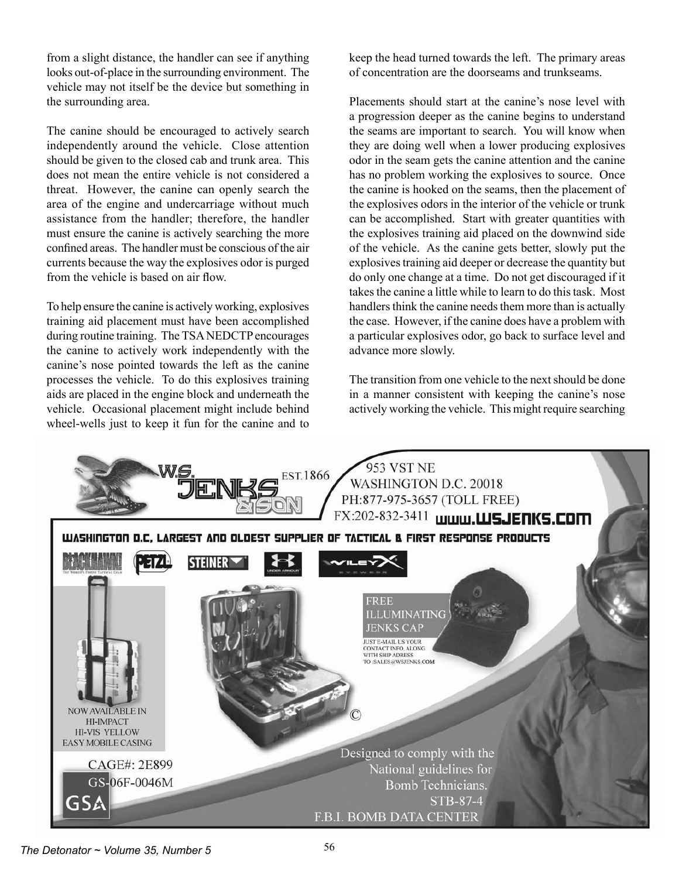from a slight distance, the handler can see if anything looks out-of-place in the surrounding environment. The vehicle may not itself be the device but something in the surrounding area.

The canine should be encouraged to actively search independently around the vehicle. Close attention should be given to the closed cab and trunk area. This does not mean the entire vehicle is not considered a threat. However, the canine can openly search the area of the engine and undercarriage without much assistance from the handler; therefore, the handler must ensure the canine is actively searching the more confined areas. The handler must be conscious of the air currents because the way the explosives odor is purged from the vehicle is based on air flow.

To help ensure the canine is actively working, explosives training aid placement must have been accomplished during routine training. The TSA NEDCTP encourages the canine to actively work independently with the canine's nose pointed towards the left as the canine processes the vehicle. To do this explosives training aids are placed in the engine block and underneath the vehicle. Occasional placement might include behind wheel-wells just to keep it fun for the canine and to keep the head turned towards the left. The primary areas of concentration are the doorseams and trunkseams.

Placements should start at the canine's nose level with a progression deeper as the canine begins to understand the seams are important to search. You will know when they are doing well when a lower producing explosives odor in the seam gets the canine attention and the canine has no problem working the explosives to source. Once the canine is hooked on the seams, then the placement of the explosives odors in the interior of the vehicle or trunk can be accomplished. Start with greater quantities with the explosives training aid placed on the downwind side of the vehicle. As the canine gets better, slowly put the explosives training aid deeper or decrease the quantity but do only one change at a time. Do not get discouraged if it takes the canine a little while to learn to do this task. Most handlers think the canine needs them more than is actually the case. However, if the canine does have a problem with a particular explosives odor, go back to surface level and advance more slowly.

The transition from one vehicle to the next should be done in a manner consistent with keeping the canine's nose actively working the vehicle. This might require searching

W.S. JENKS & SON EST.1866

953 V ST NE
WASHINGTON D.C. 20018
PH:877-975-3657 (TOLL FREE)
FX:202-832-3411 www.WSJENKS.COM

WASHINGTON D.C. LARGEST AND OLDEST SUPPLIER OF TACTICAL & FIRST RESPONSE PRODUCTS

FREE ILLUMINATING JENKS CAP

JUST E-MAIL US YOUR CONTACT INFO. ALONG WITH SHIP ADRESS TO :SALES@WSJENKS.COM

NOW AVAILABLE IN HI-IMPACT HI-VIS YELLOW EASY MOBILE CASING

CAGE#: 2E899
GS-06F-0046M
GSA

Designed to comply with the National guidelines for Bomb Technicians.
STB-87-4
F.B.I. BOMB DATA CENTER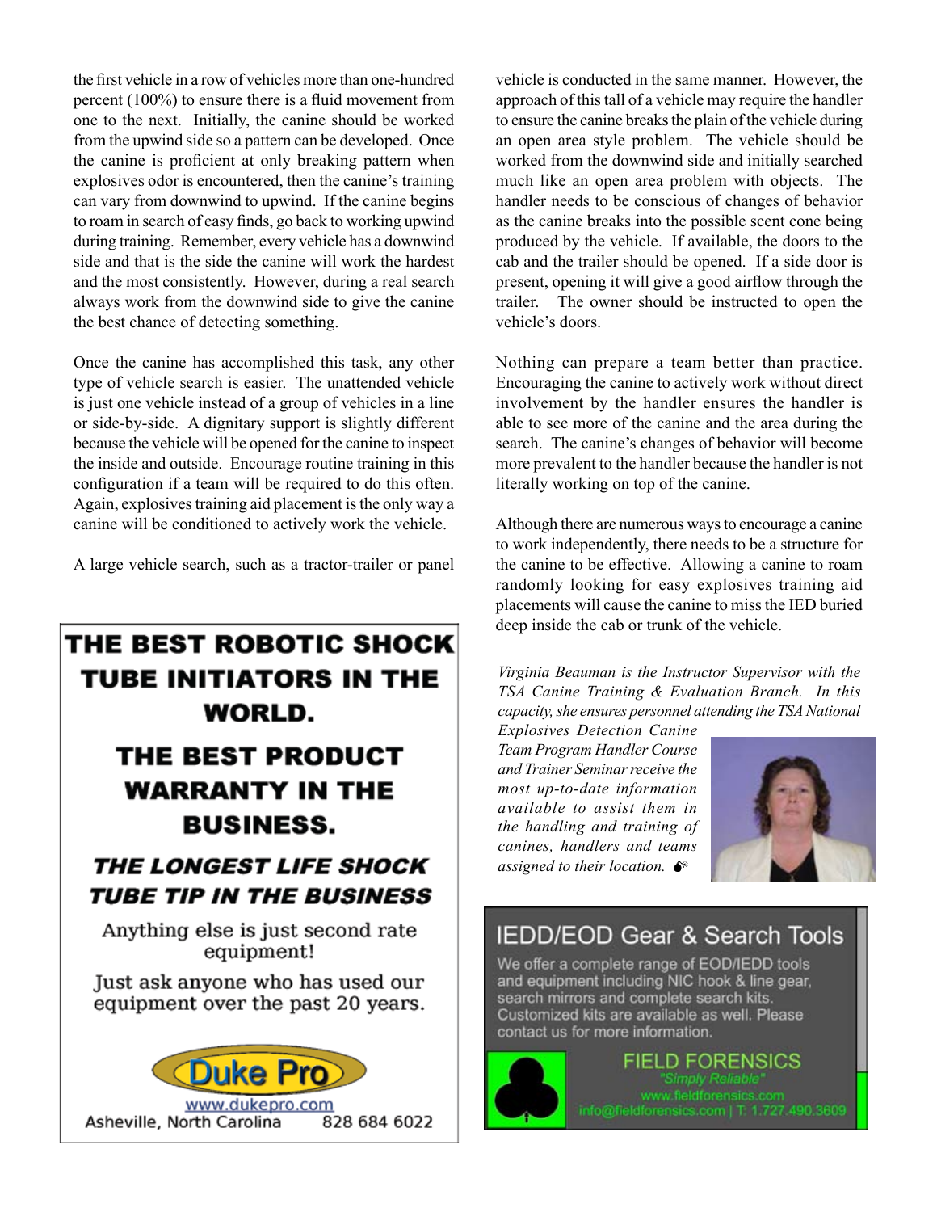the first vehicle in a row of vehicles more than one-hundred percent (100%) to ensure there is a fluid movement from one to the next. Initially, the canine should be worked from the upwind side so a pattern can be developed. Once the canine is proficient at only breaking pattern when explosives odor is encountered, then the canine's training can vary from downwind to upwind. If the canine begins to roam in search of easy finds, go back to working upwind during training. Remember, every vehicle has a downwind side and that is the side the canine will work the hardest and the most consistently. However, during a real search always work from the downwind side to give the canine the best chance of detecting something.

Once the canine has accomplished this task, any other type of vehicle search is easier. The unattended vehicle is just one vehicle instead of a group of vehicles in a line or side-by-side. A dignitary support is slightly different because the vehicle will be opened for the canine to inspect the inside and outside. Encourage routine training in this configuration if a team will be required to do this often. Again, explosives training aid placement is the only way a canine will be conditioned to actively work the vehicle.

A large vehicle search, such as a tractor-trailer or panel vehicle is conducted in the same manner. However, the approach of this tall of a vehicle may require the handler to ensure the canine breaks the plain of the vehicle during an open area style problem. The vehicle should be worked from the downwind side and initially searched much like an open area problem with objects. The handler needs to be conscious of changes of behavior as the canine breaks into the possible scent cone being produced by the vehicle. If available, the doors to the cab and the trailer should be opened. If a side door is present, opening it will give a good airflow through the trailer. The owner should be instructed to open the vehicle's doors.

Nothing can prepare a team better than practice. Encouraging the canine to actively work without direct involvement by the handler ensures the handler is able to see more of the canine and the area during the search. The canine's changes of behavior will become more prevalent to the handler because the handler is not literally working on top of the canine.

Although there are numerous ways to encourage a canine to work independently, there needs to be a structure for the canine to be effective. Allowing a canine to roam randomly looking for easy explosives training aid placements will cause the canine to miss the IED buried deep inside the cab or trunk of the vehicle.

*Virginia Beauman is the Instructor Supervisor with the TSA Canine Training & Evaluation Branch. In this capacity, she ensures personnel attending the TSA National Explosives Detection Canine Team Program Handler Course and Trainer Seminar receive the most up-to-date information available to assist them in the handling and training of canines, handlers and teams assigned to their location.*

**THE BEST ROBOTIC SHOCK TUBE INITIATORS IN THE WORLD.**

**THE BEST PRODUCT WARRANTY IN THE BUSINESS.**

***THE LONGEST LIFE SHOCK TUBE TIP IN THE BUSINESS***

Anything else is just second rate equipment!

Just ask anyone who has used our equipment over the past 20 years.

Duke Pro

www.dukepro.com

Asheville, North Carolina 828 684 6022

## IEDD/EOD Gear & Search Tools

We offer a complete range of EOD/IEDD tools and equipment including NIC hook & line gear, search mirrors and complete search kits. Customized kits are available as well. Please contact us for more information.

FIELD FORENSICS

"Simply Reliable"

www.fieldforensics.com

info@fieldforensics.com | T: 1.727.490.3609